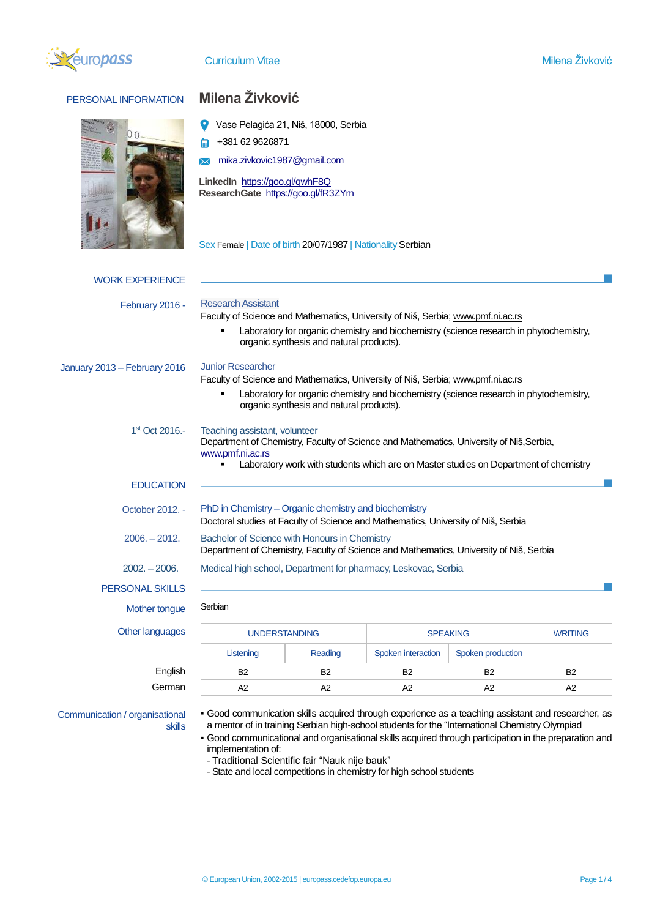# Curriculum Vitae

## PERSONAL INFORMATION

### Milena Živković

Vase Pelagića 21, Niš, 18000, Serbia

+381 62 9626871

mika.zivkovic1987@gmail.com

**LinkedIn** https://goo.gl/qwhF8Q
**ResearchGate** https://goo.gl/fR3ZYm

Sex Female | Date of birth 20/07/1987 | Nationality Serbian

## WORK EXPERIENCE

**February 2016 -**

Research Assistant
Faculty of Science and Mathematics, University of Niš, Serbia; www.pmf.ni.ac.rs

- Laboratory for organic chemistry and biochemistry (science research in phytochemistry, organic synthesis and natural products).

**January 2013 – February 2016**

Junior Researcher
Faculty of Science and Mathematics, University of Niš, Serbia; www.pmf.ni.ac.rs

- Laboratory for organic chemistry and biochemistry (science research in phytochemistry, organic synthesis and natural products).

**1st Oct 2016.-**

Teaching assistant, volunteer
Department of Chemistry, Faculty of Science and Mathematics, University of Niš,Serbia, www.pmf.ni.ac.rs

- Laboratory work with students which are on Master studies on Department of chemistry

## EDUCATION

**October 2012. -**

PhD in Chemistry – Organic chemistry and biochemistry
Doctoral studies at Faculty of Science and Mathematics, University of Niš, Serbia

**2006. – 2012.**

Bachelor of Science with Honours in Chemistry
Department of Chemistry, Faculty of Science and Mathematics, University of Niš, Serbia

**2002. – 2006.**

Medical high school, Department for pharmacy, Leskovac, Serbia

## PERSONAL SKILLS

**Mother tongue** Serbian

**Other languages**

| | UNDERSTANDING | | SPEAKING | | WRITING |
|---|---|---|---|---|---|
| | Listening | Reading | Spoken interaction | Spoken production | |
| English | B2 | B2 | B2 | B2 | B2 |
| German | A2 | A2 | A2 | A2 | A2 |

**Communication / organisational skills**

- Good communication skills acquired through experience as a teaching assistant and researcher, as a mentor of in training Serbian high-school students for the “International Chemistry Olympiad
- Good communicational and organisational skills acquired through participation in the preparation and implementation of:
  - Traditional Scientific fair “Nauk nije bauk”
  - State and local competitions in chemistry for high school students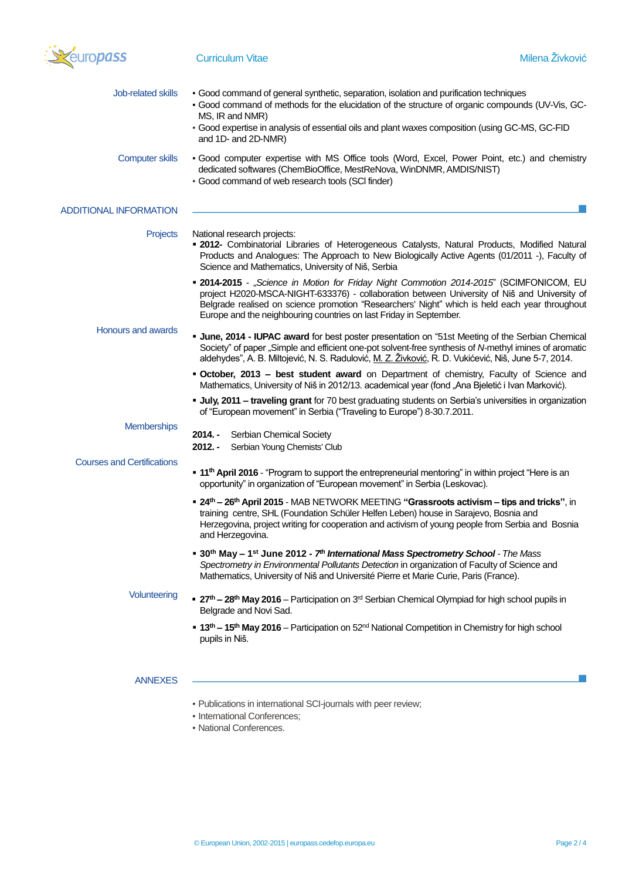**Job-related skills**

- Good command of general synthetic, separation, isolation and purification techniques
- Good command of methods for the elucidation of the structure of organic compounds (UV-Vis, GC-MS, IR and NMR)
- Good expertise in analysis of essential oils and plant waxes composition (using GC-MS, GC-FID and 1D- and 2D-NMR)

**Computer skills**

- Good computer expertise with MS Office tools (Word, Excel, Power Point, etc.) and chemistry dedicated softwares (ChemBioOffice, MestReNova, WinDNMR, AMDIS/NIST)
- Good command of web research tools (SCI finder)

## ADDITIONAL INFORMATION

**Projects**

National research projects:

- **2012-** Combinatorial Libraries of Heterogeneous Catalysts, Natural Products, Modified Natural Products and Analogues: The Approach to New Biologically Active Agents (01/2011 -), Faculty of Science and Mathematics, University of Niš, Serbia
- **2014-2015** - „*Science in Motion for Friday Night Commotion 2014-2015*" (SCIMFONICOM, EU project H2020-MSCA-NIGHT-633376) - collaboration between University of Niš and University of Belgrade realised on science promotion "Researchers' Night" which is held each year throughout Europe and the neighbouring countries on last Friday in September.

**Honours and awards**

- **June, 2014 - IUPAC award** for best poster presentation on "51st Meeting of the Serbian Chemical Society" of paper „Simple and efficient one-pot solvent-free synthesis of *N*-methyl imines of aromatic aldehydes", A. B. Miltojević, N. S. Radulović, M. Z. Živković, R. D. Vukićević, Niš, June 5-7, 2014.
- **October, 2013 – best student award** on Department of chemistry, Faculty of Science and Mathematics, University of Niš in 2012/13. academical year (fond „Ana Bjeletić i Ivan Marković).
- **July, 2011 – traveling grant** for 70 best graduating students on Serbia's universities in organization of "European movement" in Serbia ("Traveling to Europe") 8-30.7.2011.

**Memberships**

**2014. -** Serbian Chemical Society
**2012. -** Serbian Young Chemists' Club

**Courses and Certifications**

- **11th April 2016** - "Program to support the entrepreneurial mentoring" in within project "Here is an opportunity" in organization of "European movement" in Serbia (Leskovac).
- **24th – 26th April 2015** - MAB NETWORK MEETING **"Grassroots activism – tips and tricks"**, in training centre, SHL (Foundation Schüler Helfen Leben) house in Sarajevo, Bosnia and Herzegovina, project writing for cooperation and activism of young people from Serbia and Bosnia and Herzegovina.
- **30th May – 1st June 2012 - *7th International Mass Spectrometry School*** - *The Mass Spectrometry in Environmental Pollutants Detection* in organization of Faculty of Science and Mathematics, University of Niš and Université Pierre et Marie Curie, Paris (France).

**Volunteering**

- **27th – 28th May 2016** – Participation on 3rd Serbian Chemical Olympiad for high school pupils in Belgrade and Novi Sad.
- **13th – 15th May 2016** – Participation on 52nd National Competition in Chemistry for high school pupils in Niš.

## ANNEXES

- Publications in international SCI-journals with peer review;
- International Conferences;
- National Conferences.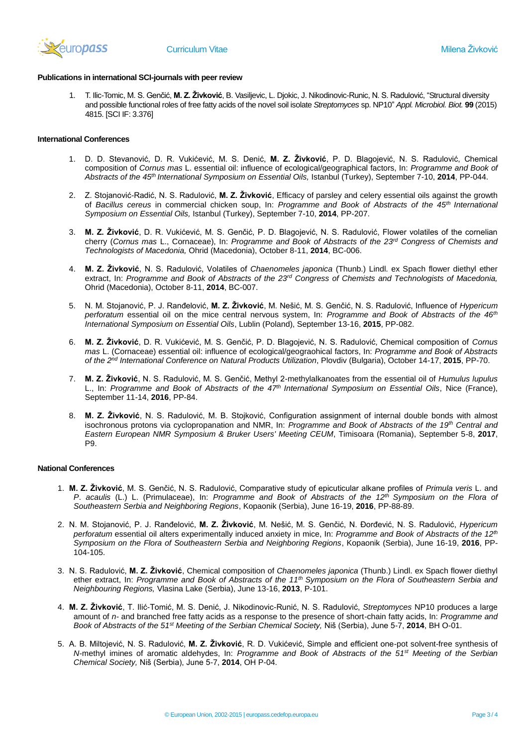### Publications in international SCI-journals with peer review

1. T. Ilic-Tomic, M. S. Genčić, **M. Z. Živković**, B. Vasiljevic, L. Djokic, J. Nikodinovic-Runic, N. S. Radulović, "Structural diversity and possible functional roles of free fatty acids of the novel soil isolate *Streptomyces* sp. NP10" *Appl. Microbiol. Biot.* **99** (2015) 4815. [SCI IF: 3.376]

### International Conferences

1. D. D. Stevanović, D. R. Vukićević, M. S. Denić, **M. Z. Živković**, P. D. Blagojević, N. S. Radulović, Chemical composition of *Cornus mas* L. essential oil: influence of ecological/geographical factors, In: *Programme and Book of Abstracts of the 45th International Symposium on Essential Oils,* Istanbul (Turkey), September 7-10, **2014**, PP-044.

2. Z. Stojanović-Radić, N. S. Radulović, **M. Z. Živković**, Efficacy of parsley and celery essential oils against the growth of *Bacillus cereus* in commercial chicken soup, In: *Programme and Book of Abstracts of the 45th International Symposium on Essential Oils,* Istanbul (Turkey), September 7-10, **2014**, PP-207.

3. **M. Z. Živković**, D. R. Vukićević, M. S. Genčić, P. D. Blagojević, N. S. Radulović, Flower volatiles of the cornelian cherry (*Cornus mas* L., Cornaceae), In: *Programme and Book of Abstracts of the 23rd Congress of Chemists and Technologists of Macedonia,* Ohrid (Macedonia), October 8-11, **2014**, BC-006.

4. **M. Z. Živković**, N. S. Radulović, Volatiles of *Chaenomeles japonica* (Thunb.) Lindl. ex Spach flower diethyl ether extract, In: *Programme and Book of Abstracts of the 23rd Congress of Chemists and Technologists of Macedonia,* Ohrid (Macedonia), October 8-11, **2014**, BC-007.

5. N. M. Stojanović, P. J. Ranđelović, **M. Z. Živković**, M. Nešić, M. S. Genčić, N. S. Radulović, Influence of *Hypericum perforatum* essential oil on the mice central nervous system, In: *Programme and Book of Abstracts of the 46th International Symposium on Essential Oils*, Lublin (Poland), September 13-16, **2015**, PP-082.

6. **M. Z. Živković**, D. R. Vukićević, M. S. Genčić, P. D. Blagojević, N. S. Radulović, Chemical composition of *Cornus mas* L. (Cornaceae) essential oil: influence of ecological/geograohical factors, In: *Programme and Book of Abstracts of the 2nd International Conference on Natural Products Utilization*, Plovdiv (Bulgaria), October 14-17, **2015**, PP-70.

7. **M. Z. Živković**, N. S. Radulović, M. S. Genčić, Methyl 2-methylalkanoates from the essential oil of *Humulus lupulus* L., In: *Programme and Book of Abstracts of the 47th International Symposium on Essential Oils*, Nice (France), September 11-14, **2016**, PP-84.

8. **M. Z. Živković**, N. S. Radulović, M. B. Stojković, Configuration assignment of internal double bonds with almost isochronous protons via cyclopropanation and NMR, In: *Programme and Book of Abstracts of the 19th Central and Eastern European NMR Symposium & Bruker Users' Meeting CEUM*, Timisoara (Romania), September 5-8, **2017**, P9.

### National Conferences

1. **M. Z. Živković**, M. S. Genčić, N. S. Radulović, Comparative study of epicuticular alkane profiles of *Primula veris* L. and *P. acaulis* (L.) L. (Primulaceae), In: *Programme and Book of Abstracts of the 12th Symposium on the Flora of Southeastern Serbia and Neighboring Regions*, Kopaonik (Serbia), June 16-19, **2016**, PP-88-89.

2. N. M. Stojanović, P. J. Ranđelović, **M. Z. Živković**, M. Nešić, M. S. Genčić, N. Đorđević, N. S. Radulović, *Hypericum perforatum* essential oil alters experimentally induced anxiety in mice, In: *Programme and Book of Abstracts of the 12th Symposium on the Flora of Southeastern Serbia and Neighboring Regions*, Kopaonik (Serbia), June 16-19, **2016**, PP-104-105.

3. N. S. Radulović, **M. Z. Živković**, Chemical composition of *Chaenomeles japonica* (Thunb.) Lindl. ex Spach flower diethyl ether extract, In: *Programme and Book of Abstracts of the 11th Symposium on the Flora of Southeastern Serbia and Neighbouring Regions,* Vlasina Lake (Serbia), June 13-16, **2013**, P-101.

4. **M. Z. Živković**, T. Ilić-Tomić, M. S. Denić, J. Nikodinović-Runić, N. S. Radulović, *Streptomyces* NP10 produces a large amount of *n*- and branched free fatty acids as a response to the presence of short-chain fatty acids, In: *Programme and Book of Abstracts of the 51st Meeting of the Serbian Chemical Society,* Niš (Serbia), June 5-7, **2014**, BH O-01.

5. A. B. Miltojević, N. S. Radulović, **M. Z. Živković**, R. D. Vukićević, Simple and efficient one-pot solvent-free synthesis of *N*-methyl imines of aromatic aldehydes, In: *Programme and Book of Abstracts of the 51st Meeting of the Serbian Chemical Society,* Niš (Serbia), June 5-7, **2014**, OH P-04.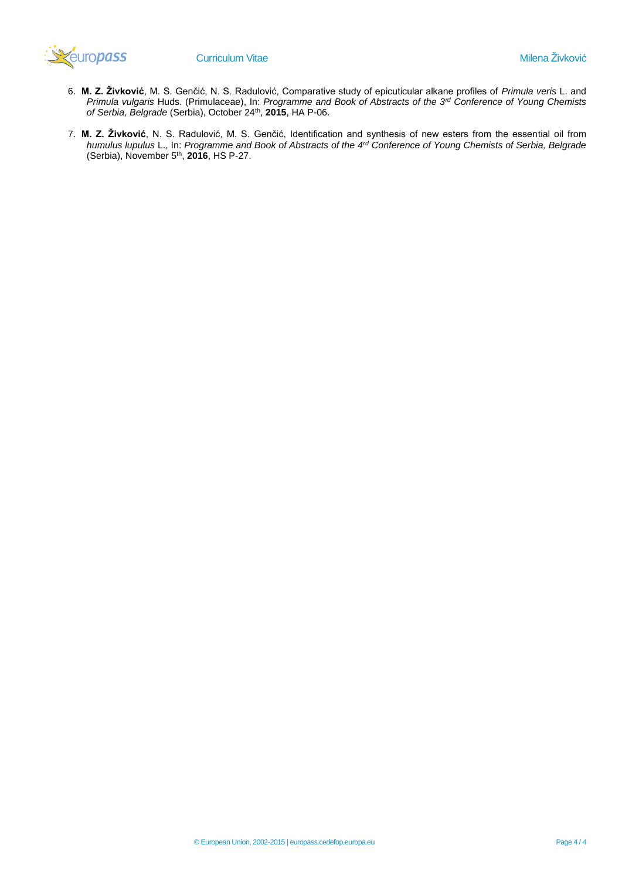6. **M. Z. Živković**, M. S. Genčić, N. S. Radulović, Comparative study of epicuticular alkane profiles of *Primula veris* L. and *Primula vulgaris* Huds. (Primulaceae), In: *Programme and Book of Abstracts of the 3rd Conference of Young Chemists of Serbia, Belgrade* (Serbia), October 24th, **2015**, HA P-06.

7. **M. Z. Živković**, N. S. Radulović, M. S. Genčić, Identification and synthesis of new esters from the essential oil from *humulus lupulus* L., In: *Programme and Book of Abstracts of the 4rd Conference of Young Chemists of Serbia, Belgrade* (Serbia), November 5th, **2016**, HS P-27.